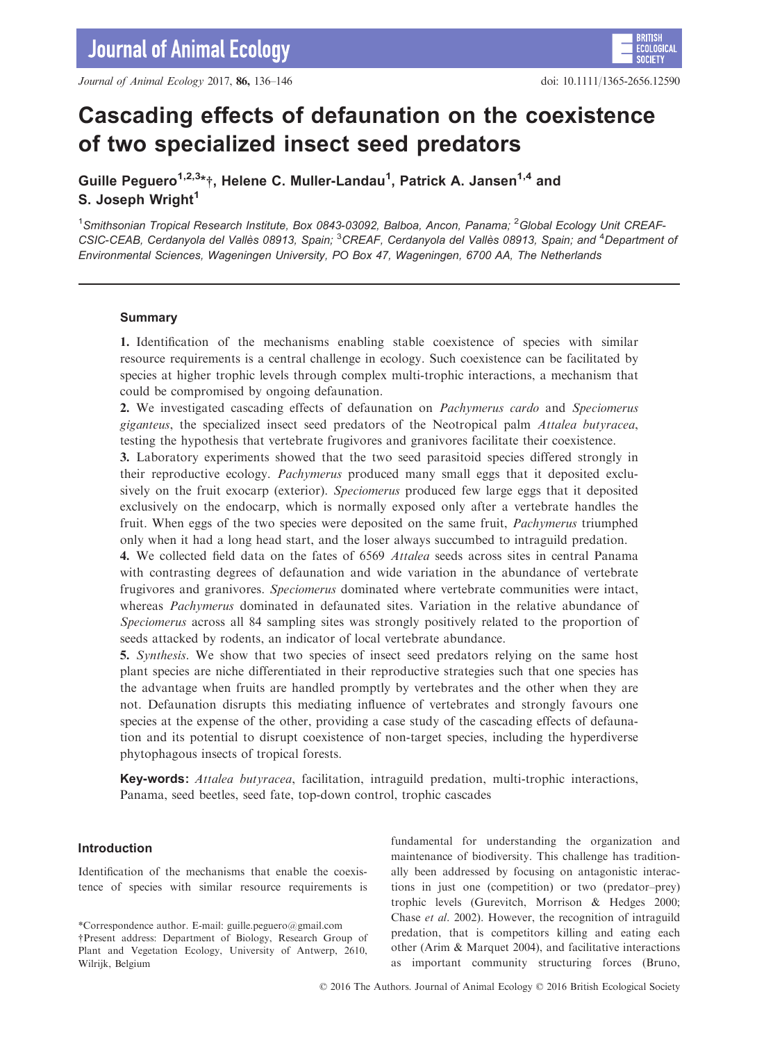# Cascading effects of defaunation on the coexistence of two specialized insect seed predators

**Guille Peguero[1,2,3]*†, Helene C. Muller-Landau[1], Patrick A. Jansen[1,4] and S. Joseph Wright[1]**

[1]*Smithsonian Tropical Research Institute, Box 0843-03092, Balboa, Ancon, Panama;* [2]*Global Ecology Unit CREAF-CSIC-CEAB, Cerdanyola del Vallès 08913, Spain;* [3]*CREAF, Cerdanyola del Vallès 08913, Spain; and* [4]*Department of Environmental Sciences, Wageningen University, PO Box 47, Wageningen, 6700 AA, The Netherlands*

## Summary

**1.** Identification of the mechanisms enabling stable coexistence of species with similar resource requirements is a central challenge in ecology. Such coexistence can be facilitated by species at higher trophic levels through complex multi-trophic interactions, a mechanism that could be compromised by ongoing defaunation.

**2.** We investigated cascading effects of defaunation on *Pachymerus cardo* and *Speciomerus giganteus*, the specialized insect seed predators of the Neotropical palm *Attalea butyracea*, testing the hypothesis that vertebrate frugivores and granivores facilitate their coexistence.

**3.** Laboratory experiments showed that the two seed parasitoid species differed strongly in their reproductive ecology. *Pachymerus* produced many small eggs that it deposited exclusively on the fruit exocarp (exterior). *Speciomerus* produced few large eggs that it deposited exclusively on the endocarp, which is normally exposed only after a vertebrate handles the fruit. When eggs of the two species were deposited on the same fruit, *Pachymerus* triumphed only when it had a long head start, and the loser always succumbed to intraguild predation.

**4.** We collected field data on the fates of 6569 *Attalea* seeds across sites in central Panama with contrasting degrees of defaunation and wide variation in the abundance of vertebrate frugivores and granivores. *Speciomerus* dominated where vertebrate communities were intact, whereas *Pachymerus* dominated in defaunated sites. Variation in the relative abundance of *Speciomerus* across all 84 sampling sites was strongly positively related to the proportion of seeds attacked by rodents, an indicator of local vertebrate abundance.

**5.** *Synthesis*. We show that two species of insect seed predators relying on the same host plant species are niche differentiated in their reproductive strategies such that one species has the advantage when fruits are handled promptly by vertebrates and the other when they are not. Defaunation disrupts this mediating influence of vertebrates and strongly favours one species at the expense of the other, providing a case study of the cascading effects of defaunation and its potential to disrupt coexistence of non-target species, including the hyperdiverse phytophagous insects of tropical forests.

**Key-words:** *Attalea butyracea*, facilitation, intraguild predation, multi-trophic interactions, Panama, seed beetles, seed fate, top-down control, trophic cascades

## Introduction

Identification of the mechanisms that enable the coexistence of species with similar resource requirements is fundamental for understanding the organization and maintenance of biodiversity. This challenge has traditionally been addressed by focusing on antagonistic interactions in just one (competition) or two (predator–prey) trophic levels (Gurevitch, Morrison & Hedges 2000; Chase *et al.* 2002). However, the recognition of intraguild predation, that is competitors killing and eating each other (Arim & Marquet 2004), and facilitative interactions as important community structuring forces (Bruno,

*Correspondence author. E-mail: guille.peguero@gmail.com
†Present address: Department of Biology, Research Group of Plant and Vegetation Ecology, University of Antwerp, 2610, Wilrijk, Belgium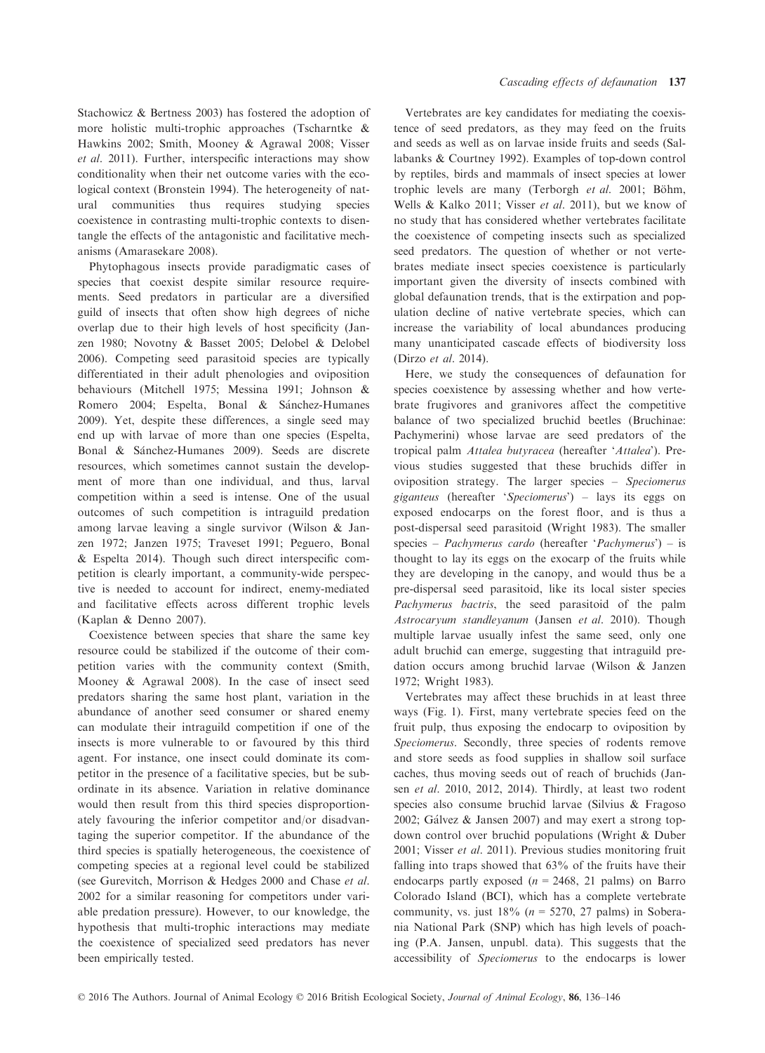Stachowicz & Bertness 2003) has fostered the adoption of more holistic multi-trophic approaches (Tscharntke & Hawkins 2002; Smith, Mooney & Agrawal 2008; Visser *et al*. 2011). Further, interspecific interactions may show conditionality when their net outcome varies with the ecological context (Bronstein 1994). The heterogeneity of natural communities thus requires studying species coexistence in contrasting multi-trophic contexts to disentangle the effects of the antagonistic and facilitative mechanisms (Amarasekare 2008).

Phytophagous insects provide paradigmatic cases of species that coexist despite similar resource requirements. Seed predators in particular are a diversified guild of insects that often show high degrees of niche overlap due to their high levels of host specificity (Janzen 1980; Novotny & Basset 2005; Delobel & Delobel 2006). Competing seed parasitoid species are typically differentiated in their adult phenologies and oviposition behaviours (Mitchell 1975; Messina 1991; Johnson & Romero 2004; Espelta, Bonal & Sánchez-Humanes 2009). Yet, despite these differences, a single seed may end up with larvae of more than one species (Espelta, Bonal & Sánchez-Humanes 2009). Seeds are discrete resources, which sometimes cannot sustain the development of more than one individual, and thus, larval competition within a seed is intense. One of the usual outcomes of such competition is intraguild predation among larvae leaving a single survivor (Wilson & Janzen 1972; Janzen 1975; Traveset 1991; Peguero, Bonal & Espelta 2014). Though such direct interspecific competition is clearly important, a community-wide perspective is needed to account for indirect, enemy-mediated and facilitative effects across different trophic levels (Kaplan & Denno 2007).

Coexistence between species that share the same key resource could be stabilized if the outcome of their competition varies with the community context (Smith, Mooney & Agrawal 2008). In the case of insect seed predators sharing the same host plant, variation in the abundance of another seed consumer or shared enemy can modulate their intraguild competition if one of the insects is more vulnerable to or favoured by this third agent. For instance, one insect could dominate its competitor in the presence of a facilitative species, but be subordinate in its absence. Variation in relative dominance would then result from this third species disproportionately favouring the inferior competitor and/or disadvantaging the superior competitor. If the abundance of the third species is spatially heterogeneous, the coexistence of competing species at a regional level could be stabilized (see Gurevitch, Morrison & Hedges 2000 and Chase *et al*. 2002 for a similar reasoning for competitors under variable predation pressure). However, to our knowledge, the hypothesis that multi-trophic interactions may mediate the coexistence of specialized seed predators has never been empirically tested.

Vertebrates are key candidates for mediating the coexistence of seed predators, as they may feed on the fruits and seeds as well as on larvae inside fruits and seeds (Sallabanks & Courtney 1992). Examples of top-down control by reptiles, birds and mammals of insect species at lower trophic levels are many (Terborgh *et al*. 2001; Böhm, Wells & Kalko 2011; Visser *et al*. 2011), but we know of no study that has considered whether vertebrates facilitate the coexistence of competing insects such as specialized seed predators. The question of whether or not vertebrates mediate insect species coexistence is particularly important given the diversity of insects combined with global defaunation trends, that is the extirpation and population decline of native vertebrate species, which can increase the variability of local abundances producing many unanticipated cascade effects of biodiversity loss (Dirzo *et al*. 2014).

Here, we study the consequences of defaunation for species coexistence by assessing whether and how vertebrate frugivores and granivores affect the competitive balance of two specialized bruchid beetles (Bruchinae: Pachymerini) whose larvae are seed predators of the tropical palm *Attalea butyracea* (hereafter '*Attalea*'). Previous studies suggested that these bruchids differ in oviposition strategy. The larger species – *Speciomerus giganteus* (hereafter '*Speciomerus*') – lays its eggs on exposed endocarps on the forest floor, and is thus a post-dispersal seed parasitoid (Wright 1983). The smaller species – *Pachymerus cardo* (hereafter '*Pachymerus*') – is thought to lay its eggs on the exocarp of the fruits while they are developing in the canopy, and would thus be a pre-dispersal seed parasitoid, like its local sister species *Pachymerus bactris*, the seed parasitoid of the palm *Astrocaryum standleyanum* (Jansen *et al*. 2010). Though multiple larvae usually infest the same seed, only one adult bruchid can emerge, suggesting that intraguild predation occurs among bruchid larvae (Wilson & Janzen 1972; Wright 1983).

Vertebrates may affect these bruchids in at least three ways (Fig. 1). First, many vertebrate species feed on the fruit pulp, thus exposing the endocarp to oviposition by *Speciomerus*. Secondly, three species of rodents remove and store seeds as food supplies in shallow soil surface caches, thus moving seeds out of reach of bruchids (Jansen *et al*. 2010, 2012, 2014). Thirdly, at least two rodent species also consume bruchid larvae (Silvius & Fragoso 2002; Gálvez & Jansen 2007) and may exert a strong top-down control over bruchid populations (Wright & Duber 2001; Visser *et al*. 2011). Previous studies monitoring fruit falling into traps showed that 63% of the fruits have their endocarps partly exposed ($n = 2468$, 21 palms) on Barro Colorado Island (BCI), which has a complete vertebrate community, vs. just 18% ($n = 5270$, 27 palms) in Soberania National Park (SNP) which has high levels of poaching (P.A. Jansen, unpubl. data). This suggests that the accessibility of *Speciomerus* to the endocarps is lower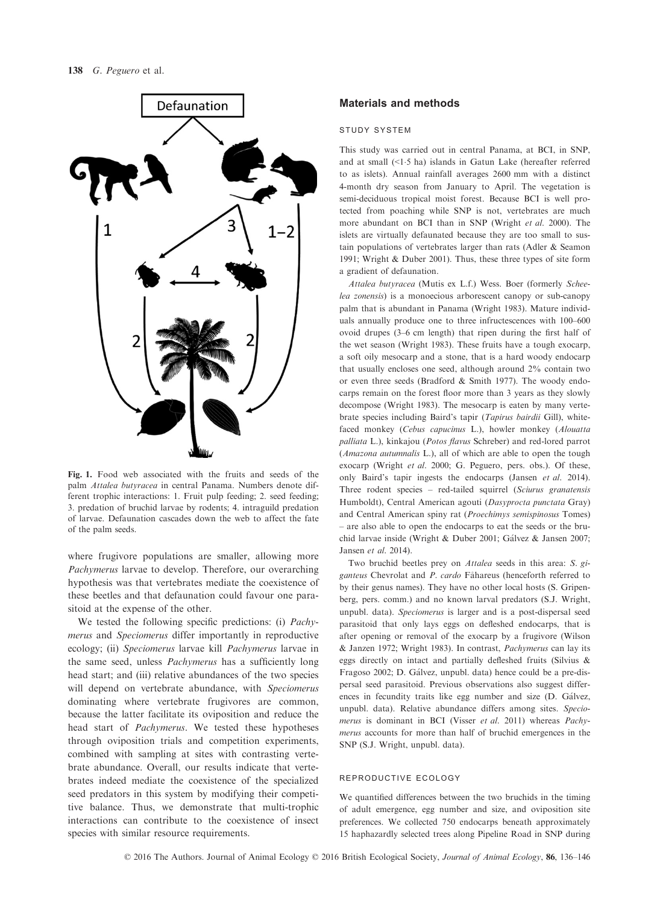**Fig. 1.** Food web associated with the fruits and seeds of the palm *Attalea butyracea* in central Panama. Numbers denote different trophic interactions: 1. Fruit pulp feeding; 2. seed feeding; 3. predation of bruchid larvae by rodents; 4. intraguild predation of larvae. Defaunation cascades down the web to affect the fate of the palm seeds.

where frugivore populations are smaller, allowing more *Pachymerus* larvae to develop. Therefore, our overarching hypothesis was that vertebrates mediate the coexistence of these beetles and that defaunation could favour one parasitoid at the expense of the other.

We tested the following specific predictions: (i) *Pachymerus* and *Speciomerus* differ importantly in reproductive ecology; (ii) *Speciomerus* larvae kill *Pachymerus* larvae in the same seed, unless *Pachymerus* has a sufficiently long head start; and (iii) relative abundances of the two species will depend on vertebrate abundance, with *Speciomerus* dominating where vertebrate frugivores are common, because the latter facilitate its oviposition and reduce the head start of *Pachymerus*. We tested these hypotheses through oviposition trials and competition experiments, combined with sampling at sites with contrasting vertebrate abundance. Overall, our results indicate that vertebrates indeed mediate the coexistence of the specialized seed predators in this system by modifying their competitive balance. Thus, we demonstrate that multi-trophic interactions can contribute to the coexistence of insect species with similar resource requirements.

## Materials and methods

### STUDY SYSTEM

This study was carried out in central Panama, at BCI, in SNP, and at small (<1·5 ha) islands in Gatun Lake (hereafter referred to as islets). Annual rainfall averages 2600 mm with a distinct 4-month dry season from January to April. The vegetation is semi-deciduous tropical moist forest. Because BCI is well protected from poaching while SNP is not, vertebrates are much more abundant on BCI than in SNP (Wright *et al.* 2000). The islets are virtually defaunated because they are too small to sustain populations of vertebrates larger than rats (Adler & Seamon 1991; Wright & Duber 2001). Thus, these three types of site form a gradient of defaunation.

*Attalea butyracea* (Mutis ex L.f.) Wess. Boer (formerly *Scheelea zonensis*) is a monoecious arborescent canopy or sub-canopy palm that is abundant in Panama (Wright 1983). Mature individuals annually produce one to three infructescences with 100–600 ovoid drupes (3–6 cm length) that ripen during the first half of the wet season (Wright 1983). These fruits have a tough exocarp, a soft oily mesocarp and a stone, that is a hard woody endocarp that usually encloses one seed, although around 2% contain two or even three seeds (Bradford & Smith 1977). The woody endocarps remain on the forest floor more than 3 years as they slowly decompose (Wright 1983). The mesocarp is eaten by many vertebrate species including Baird's tapir (*Tapirus bairdii* Gill), white-faced monkey (*Cebus capucinus* L.), howler monkey (*Alouatta palliata* L.), kinkajou (*Potos flavus* Schreber) and red-lored parrot (*Amazona autumnalis* L.), all of which are able to open the tough exocarp (Wright *et al.* 2000; G. Peguero, pers. obs.). Of these, only Baird's tapir ingests the endocarps (Jansen *et al.* 2014). Three rodent species – red-tailed squirrel (*Sciurus granatensis* Humboldt), Central American agouti (*Dasyprocta punctata* Gray) and Central American spiny rat (*Proechimys semispinosus* Tomes) – are also able to open the endocarps to eat the seeds or the bruchid larvae inside (Wright & Duber 2001; Gálvez & Jansen 2007; Jansen *et al.* 2014).

Two bruchid beetles prey on *Attalea* seeds in this area: *S. giganteus* Chevrolat and *P. cardo* Fåhareus (henceforth referred to by their genus names). They have no other local hosts (S. Gripenberg, pers. comm.) and no known larval predators (S.J. Wright, unpubl. data). *Speciomerus* is larger and is a post-dispersal seed parasitoid that only lays eggs on defleshed endocarps, that is after opening or removal of the exocarp by a frugivore (Wilson & Janzen 1972; Wright 1983). In contrast, *Pachymerus* can lay its eggs directly on intact and partially defleshed fruits (Silvius & Fragoso 2002; D. Gálvez, unpubl. data) hence could be a pre-dispersal seed parasitoid. Previous observations also suggest differences in fecundity traits like egg number and size (D. Gálvez, unpubl. data). Relative abundance differs among sites. *Speciomerus* is dominant in BCI (Visser *et al.* 2011) whereas *Pachymerus* accounts for more than half of bruchid emergences in the SNP (S.J. Wright, unpubl. data).

### REPRODUCTIVE ECOLOGY

We quantified differences between the two bruchids in the timing of adult emergence, egg number and size, and oviposition site preferences. We collected 750 endocarps beneath approximately 15 haphazardly selected trees along Pipeline Road in SNP during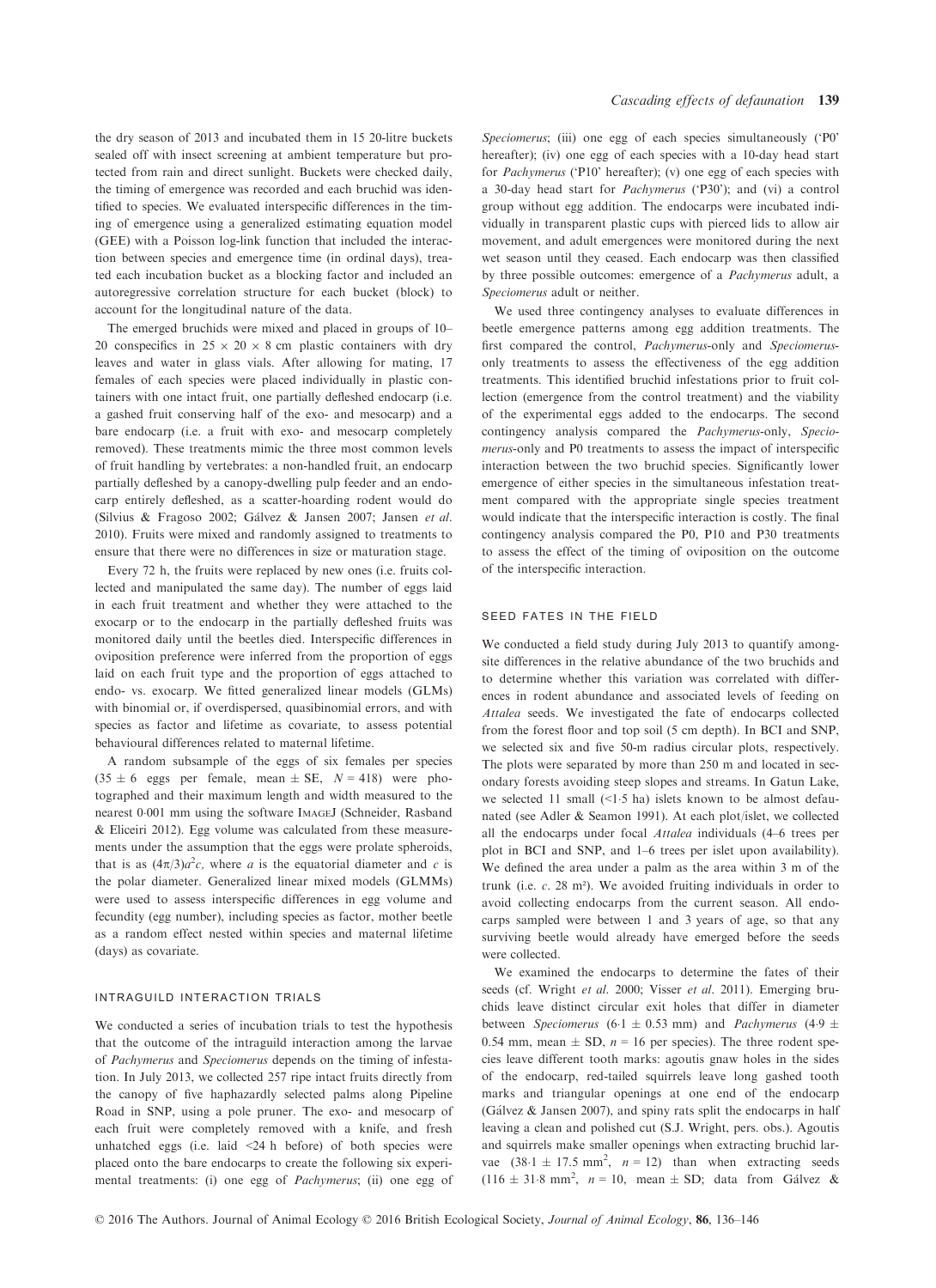the dry season of 2013 and incubated them in 15 20-litre buckets sealed off with insect screening at ambient temperature but protected from rain and direct sunlight. Buckets were checked daily, the timing of emergence was recorded and each bruchid was identified to species. We evaluated interspecific differences in the timing of emergence using a generalized estimating equation model (GEE) with a Poisson log-link function that included the interaction between species and emergence time (in ordinal days), treated each incubation bucket as a blocking factor and included an autoregressive correlation structure for each bucket (block) to account for the longitudinal nature of the data.

The emerged bruchids were mixed and placed in groups of 10–20 conspecifics in $25 \times 20 \times 8$ cm plastic containers with dry leaves and water in glass vials. After allowing for mating, 17 females of each species were placed individually in plastic containers with one intact fruit, one partially defleshed endocarp (i.e. a gashed fruit conserving half of the exo- and mesocarp) and a bare endocarp (i.e. a fruit with exo- and mesocarp completely removed). These treatments mimic the three most common levels of fruit handling by vertebrates: a non-handled fruit, an endocarp partially defleshed by a canopy-dwelling pulp feeder and an endocarp entirely defleshed, as a scatter-hoarding rodent would do (Silvius & Fragoso 2002; Gálvez & Jansen 2007; Jansen *et al.* 2010). Fruits were mixed and randomly assigned to treatments to ensure that there were no differences in size or maturation stage.

Every 72 h, the fruits were replaced by new ones (i.e. fruits collected and manipulated the same day). The number of eggs laid in each fruit treatment and whether they were attached to the exocarp or to the endocarp in the partially defleshed fruits was monitored daily until the beetles died. Interspecific differences in oviposition preference were inferred from the proportion of eggs laid on each fruit type and the proportion of eggs attached to endo- vs. exocarp. We fitted generalized linear models (GLMs) with binomial or, if overdispersed, quasibinomial errors, and with species as factor and lifetime as covariate, to assess potential behavioural differences related to maternal lifetime.

A random subsample of the eggs of six females per species ($35 \pm 6$ eggs per female, mean $\pm$ SE, $N = 418$) were photographed and their maximum length and width measured to the nearest 0·001 mm using the software ImageJ (Schneider, Rasband & Eliceiri 2012). Egg volume was calculated from these measurements under the assumption that the eggs were prolate spheroids, that is as $(4\pi/3)a^2c$, where $a$ is the equatorial diameter and $c$ is the polar diameter. Generalized linear mixed models (GLMMs) were used to assess interspecific differences in egg volume and fecundity (egg number), including species as factor, mother beetle as a random effect nested within species and maternal lifetime (days) as covariate.

### INTRAGUILD INTERACTION TRIALS

We conducted a series of incubation trials to test the hypothesis that the outcome of the intraguild interaction among the larvae of *Pachymerus* and *Speciomerus* depends on the timing of infestation. In July 2013, we collected 257 ripe intact fruits directly from the canopy of five haphazardly selected palms along Pipeline Road in SNP, using a pole pruner. The exo- and mesocarp of each fruit were completely removed with a knife, and fresh unhatched eggs (i.e. laid <24 h before) of both species were placed onto the bare endocarps to create the following six experimental treatments: (i) one egg of *Pachymerus*; (ii) one egg of *Speciomerus*; (iii) one egg of each species simultaneously ('P0' hereafter); (iv) one egg of each species with a 10-day head start for *Pachymerus* ('P10' hereafter); (v) one egg of each species with a 30-day head start for *Pachymerus* ('P30'); and (vi) a control group without egg addition. The endocarps were incubated individually in transparent plastic cups with pierced lids to allow air movement, and adult emergences were monitored during the next wet season until they ceased. Each endocarp was then classified by three possible outcomes: emergence of a *Pachymerus* adult, a *Speciomerus* adult or neither.

We used three contingency analyses to evaluate differences in beetle emergence patterns among egg addition treatments. The first compared the control, *Pachymerus*-only and *Speciomerus*-only treatments to assess the effectiveness of the egg addition treatments. This identified bruchid infestations prior to fruit collection (emergence from the control treatment) and the viability of the experimental eggs added to the endocarps. The second contingency analysis compared the *Pachymerus*-only, *Speciomerus*-only and P0 treatments to assess the impact of interspecific interaction between the two bruchid species. Significantly lower emergence of either species in the simultaneous infestation treatment compared with the appropriate single species treatment would indicate that the interspecific interaction is costly. The final contingency analysis compared the P0, P10 and P30 treatments to assess the effect of the timing of oviposition on the outcome of the interspecific interaction.

### SEED FATES IN THE FIELD

We conducted a field study during July 2013 to quantify among-site differences in the relative abundance of the two bruchids and to determine whether this variation was correlated with differences in rodent abundance and associated levels of feeding on *Attalea* seeds. We investigated the fate of endocarps collected from the forest floor and top soil (5 cm depth). In BCI and SNP, we selected six and five 50-m radius circular plots, respectively. The plots were separated by more than 250 m and located in secondary forests avoiding steep slopes and streams. In Gatun Lake, we selected 11 small (<1·5 ha) islets known to be almost defaunated (see Adler & Seamon 1991). At each plot/islet, we collected all the endocarps under focal *Attalea* individuals (4–6 trees per plot in BCI and SNP, and 1–6 trees per islet upon availability). We defined the area under a palm as the area within 3 m of the trunk (i.e. *c.* 28 m²). We avoided fruiting individuals in order to avoid collecting endocarps from the current season. All endocarps sampled were between 1 and 3 years of age, so that any surviving beetle would already have emerged before the seeds were collected.

We examined the endocarps to determine the fates of their seeds (cf. Wright *et al.* 2000; Visser *et al.* 2011). Emerging bruchids leave distinct circular exit holes that differ in diameter between *Speciomerus* ($6{\cdot}1 \pm 0{\cdot}53$ mm) and *Pachymerus* ($4{\cdot}9 \pm 0{\cdot}54$ mm, mean $\pm$ SD, $n = 16$ per species). The three rodent species leave different tooth marks: agoutis gnaw holes in the sides of the endocarp, red-tailed squirrels leave long gashed tooth marks and triangular openings at one end of the endocarp (Gálvez & Jansen 2007), and spiny rats split the endocarps in half leaving a clean and polished cut (S.J. Wright, pers. obs.). Agoutis and squirrels make smaller openings when extracting bruchid larvae ($38{\cdot}1 \pm 17{\cdot}5$ mm², $n = 12$) than when extracting seeds ($116 \pm 31{\cdot}8$ mm², $n = 10$, mean $\pm$ SD; data from Gálvez &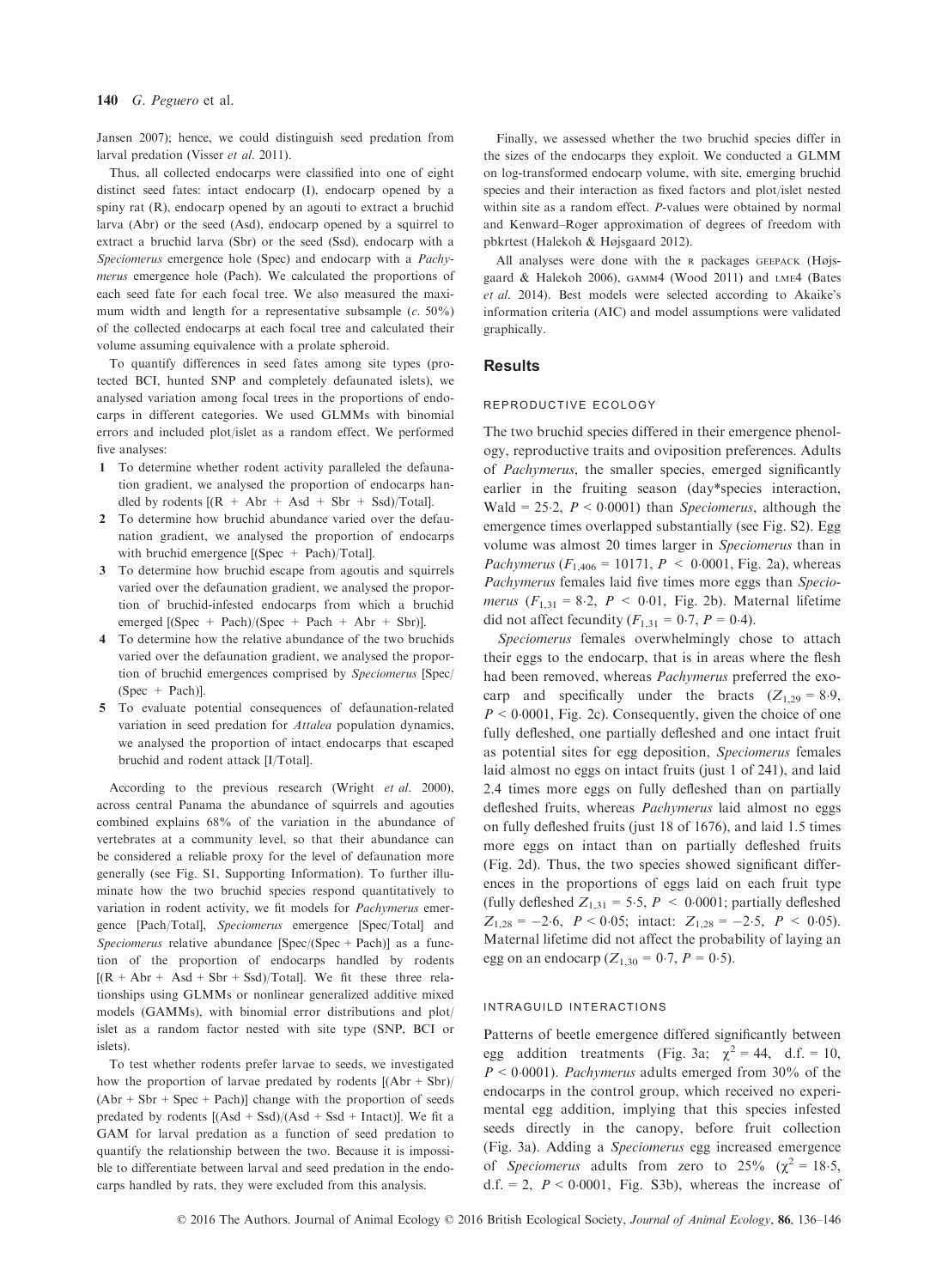Jansen 2007); hence, we could distinguish seed predation from larval predation (Visser *et al.* 2011).

Thus, all collected endocarps were classified into one of eight distinct seed fates: intact endocarp (I), endocarp opened by a spiny rat (R), endocarp opened by an agouti to extract a bruchid larva (Abr) or the seed (Asd), endocarp opened by a squirrel to extract a bruchid larva (Sbr) or the seed (Ssd), endocarp with a *Speciomerus* emergence hole (Spec) and endocarp with a *Pachymerus* emergence hole (Pach). We calculated the proportions of each seed fate for each focal tree. We also measured the maximum width and length for a representative subsample (*c.* 50%) of the collected endocarps at each focal tree and calculated their volume assuming equivalence with a prolate spheroid.

To quantify differences in seed fates among site types (protected BCI, hunted SNP and completely defaunated islets), we analysed variation among focal trees in the proportions of endocarps in different categories. We used GLMMs with binomial errors and included plot/islet as a random effect. We performed five analyses:

1. To determine whether rodent activity paralleled the defaunation gradient, we analysed the proportion of endocarps handled by rodents [(R + Abr + Asd + Sbr + Ssd)/Total].
2. To determine how bruchid abundance varied over the defaunation gradient, we analysed the proportion of endocarps with bruchid emergence [(Spec + Pach)/Total].
3. To determine how bruchid escape from agoutis and squirrels varied over the defaunation gradient, we analysed the proportion of bruchid-infested endocarps from which a bruchid emerged [(Spec + Pach)/(Spec + Pach + Abr + Sbr)].
4. To determine how the relative abundance of the two bruchids varied over the defaunation gradient, we analysed the proportion of bruchid emergences comprised by *Speciomerus* [Spec/(Spec + Pach)].
5. To evaluate potential consequences of defaunation-related variation in seed predation for *Attalea* population dynamics, we analysed the proportion of intact endocarps that escaped bruchid and rodent attack [I/Total].

According to the previous research (Wright *et al.* 2000), across central Panama the abundance of squirrels and agoutis combined explains 68% of the variation in the abundance of vertebrates at a community level, so that their abundance can be considered a reliable proxy for the level of defaunation more generally (see Fig. S1, Supporting Information). To further illuminate how the two bruchid species respond quantitatively to variation in rodent activity, we fit models for *Pachymerus* emergence [Pach/Total], *Speciomerus* emergence [Spec/Total] and *Speciomerus* relative abundance [Spec/(Spec + Pach)] as a function of the proportion of endocarps handled by rodents [(R + Abr + Asd + Sbr + Ssd)/Total]. We fit these three relationships using GLMMs or nonlinear generalized additive mixed models (GAMMs), with binomial error distributions and plot/islet as a random factor nested with site type (SNP, BCI or islets).

To test whether rodents prefer larvae to seeds, we investigated how the proportion of larvae predated by rodents [(Abr + Sbr)/(Abr + Sbr + Spec + Pach)] change with the proportion of seeds predated by rodents [(Asd + Ssd)/(Asd + Ssd + Intact)]. We fit a GAM for larval predation as a function of seed predation to quantify the relationship between the two. Because it is impossible to differentiate between larval and seed predation in the endocarps handled by rats, they were excluded from this analysis.

Finally, we assessed whether the two bruchid species differ in the sizes of the endocarps they exploit. We conducted a GLMM on log-transformed endocarp volume, with site, emerging bruchid species and their interaction as fixed factors and plot/islet nested within site as a random effect. *P*-values were obtained by normal and Kenward–Roger approximation of degrees of freedom with pbkrtest (Halekoh & Højsgaard 2012).

All analyses were done with the R packages GEEPACK (Højsgaard & Halekoh 2006), GAMM4 (Wood 2011) and LME4 (Bates *et al.* 2014). Best models were selected according to Akaike's information criteria (AIC) and model assumptions were validated graphically.

## Results

### REPRODUCTIVE ECOLOGY

The two bruchid species differed in their emergence phenology, reproductive traits and oviposition preferences. Adults of *Pachymerus*, the smaller species, emerged significantly earlier in the fruiting season (day*species interaction, Wald = 25·2, $P < 0{\cdot}0001$) than *Speciomerus*, although the emergence times overlapped substantially (see Fig. S2). Egg volume was almost 20 times larger in *Speciomerus* than in *Pachymerus* ($F_{1,406} = 10171$, $P < 0{\cdot}0001$, Fig. 2a), whereas *Pachymerus* females laid five times more eggs than *Speciomerus* ($F_{1,31} = 8{\cdot}2$, $P < 0{\cdot}01$, Fig. 2b). Maternal lifetime did not affect fecundity ($F_{1,31} = 0{\cdot}7$, $P = 0{\cdot}4$).

*Speciomerus* females overwhelmingly chose to attach their eggs to the endocarp, that is in areas where the flesh had been removed, whereas *Pachymerus* preferred the exocarp and specifically under the bracts ($Z_{1,29} = 8{\cdot}9$, $P < 0{\cdot}0001$, Fig. 2c). Consequently, given the choice of one fully defleshed, one partially defleshed and one intact fruit as potential sites for egg deposition, *Speciomerus* females laid almost no eggs on intact fruits (just 1 of 241), and laid 2.4 times more eggs on fully defleshed than on partially defleshed fruits, whereas *Pachymerus* laid almost no eggs on fully defleshed fruits (just 18 of 1676), and laid 1.5 times more eggs on intact than on partially defleshed fruits (Fig. 2d). Thus, the two species showed significant differences in the proportions of eggs laid on each fruit type (fully defleshed $Z_{1,31} = 5{\cdot}5$, $P < 0{\cdot}0001$; partially defleshed $Z_{1,28} = -2{\cdot}6$, $P < 0{\cdot}05$; intact: $Z_{1,28} = -2{\cdot}5$, $P < 0{\cdot}05$). Maternal lifetime did not affect the probability of laying an egg on an endocarp ($Z_{1,30} = 0{\cdot}7$, $P = 0{\cdot}5$).

### INTRAGUILD INTERACTIONS

Patterns of beetle emergence differed significantly between egg addition treatments (Fig. 3a; $\chi^2 = 44$, d.f. = 10, $P < 0{\cdot}0001$). *Pachymerus* adults emerged from 30% of the endocarps in the control group, which received no experimental egg addition, implying that this species infested seeds directly in the canopy, before fruit collection (Fig. 3a). Adding a *Speciomerus* egg increased emergence of *Speciomerus* adults from zero to 25% ($\chi^2 = 18{\cdot}5$, d.f. = 2, $P < 0{\cdot}0001$, Fig. S3b), whereas the increase of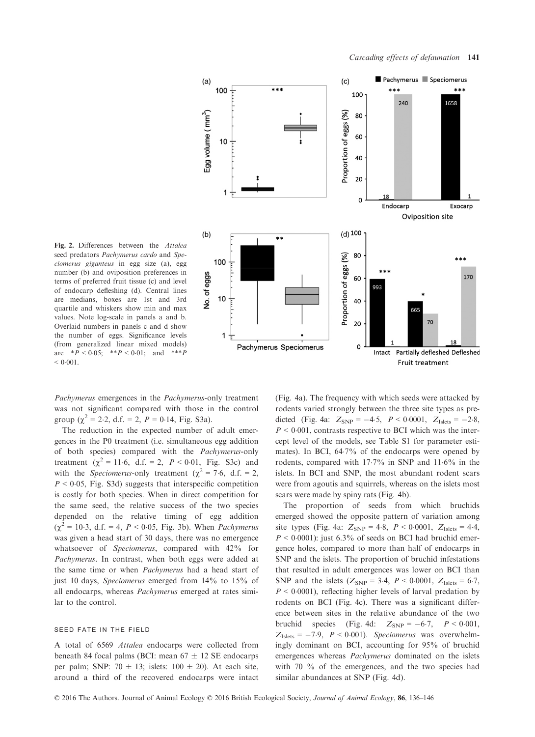Fig. 2. Differences between the *Attalea* seed predators *Pachymerus cardo* and *Speciomerus giganteus* in egg size (a), egg number (b) and oviposition preferences in terms of preferred fruit tissue (c) and level of endocarp defleshing (d). Central lines are medians, boxes are 1st and 3rd quartile and whiskers show min and max values. Note log-scale in panels a and b. Overlaid numbers in panels c and d show the number of eggs. Significance levels (from generalized linear mixed models) are $*P < 0{\cdot}05$; $**P < 0{\cdot}01$; and $***P < 0{\cdot}001$.

*Pachymerus* emergences in the *Pachymerus*-only treatment was not significant compared with those in the control group ($\chi^2 = 2{\cdot}2$, d.f. = 2, $P = 0{\cdot}14$, Fig. S3a).

The reduction in the expected number of adult emergences in the P0 treatment (i.e. simultaneous egg addition of both species) compared with the *Pachymerus*-only treatment ($\chi^2 = 11{\cdot}6$, d.f. = 2, $P < 0{\cdot}01$, Fig. S3c) and with the *Speciomerus*-only treatment ($\chi^2 = 7{\cdot}6$, d.f. = 2, $P < 0{\cdot}05$, Fig. S3d) suggests that interspecific competition is costly for both species. When in direct competition for the same seed, the relative success of the two species depended on the relative timing of egg addition ($\chi^2 = 10{\cdot}3$, d.f. = 4, $P < 0{\cdot}05$, Fig. 3b). When *Pachymerus* was given a head start of 30 days, there was no emergence whatsoever of *Speciomerus*, compared with 42% for *Pachymerus*. In contrast, when both eggs were added at the same time or when *Pachymerus* had a head start of just 10 days, *Speciomerus* emerged from 14% to 15% of all endocarps, whereas *Pachymerus* emerged at rates similar to the control.

### SEED FATE IN THE FIELD

A total of 6569 *Attalea* endocarps were collected from beneath 84 focal palms (BCI: mean 67 ± 12 SE endocarps per palm; SNP: 70 ± 13; islets: 100 ± 20). At each site, around a third of the recovered endocarps were intact (Fig. 4a). The frequency with which seeds were attacked by rodents varied strongly between the three site types as predicted (Fig. 4a: $Z_{SNP} = -4{\cdot}5$, $P < 0{\cdot}0001$, $Z_{Islets} = -2{\cdot}8$, $P < 0{\cdot}001$, contrasts respective to BCI which was the intercept level of the models, see Table S1 for parameter estimates). In BCI, 64·7% of the endocarps were opened by rodents, compared with 17·7% in SNP and 11·6% in the islets. In BCI and SNP, the most abundant rodent scars were from agoutis and squirrels, whereas on the islets most scars were made by spiny rats (Fig. 4b).

The proportion of seeds from which bruchids emerged showed the opposite pattern of variation among site types (Fig. 4a: $Z_{SNP} = 4{\cdot}8$, $P < 0{\cdot}0001$, $Z_{Islets} = 4{\cdot}4$, $P < 0{\cdot}0001$): just 6.3% of seeds on BCI had bruchid emergence holes, compared to more than half of endocarps in SNP and the islets. The proportion of bruchid infestations that resulted in adult emergences was lower on BCI than SNP and the islets ($Z_{SNP} = 3{\cdot}4$, $P < 0{\cdot}0001$, $Z_{Islets} = 6{\cdot}7$, $P < 0{\cdot}0001$), reflecting higher levels of larval predation by rodents on BCI (Fig. 4c). There was a significant difference between sites in the relative abundance of the two bruchid species (Fig. 4d: $Z_{SNP} = -6{\cdot}7$, $P < 0{\cdot}001$, $Z_{Islets} = -7{\cdot}9$, $P < 0{\cdot}001$). *Speciomerus* was overwhelmingly dominant on BCI, accounting for 95% of bruchid emergences whereas *Pachymerus* dominated on the islets with 70 % of the emergences, and the two species had similar abundances at SNP (Fig. 4d).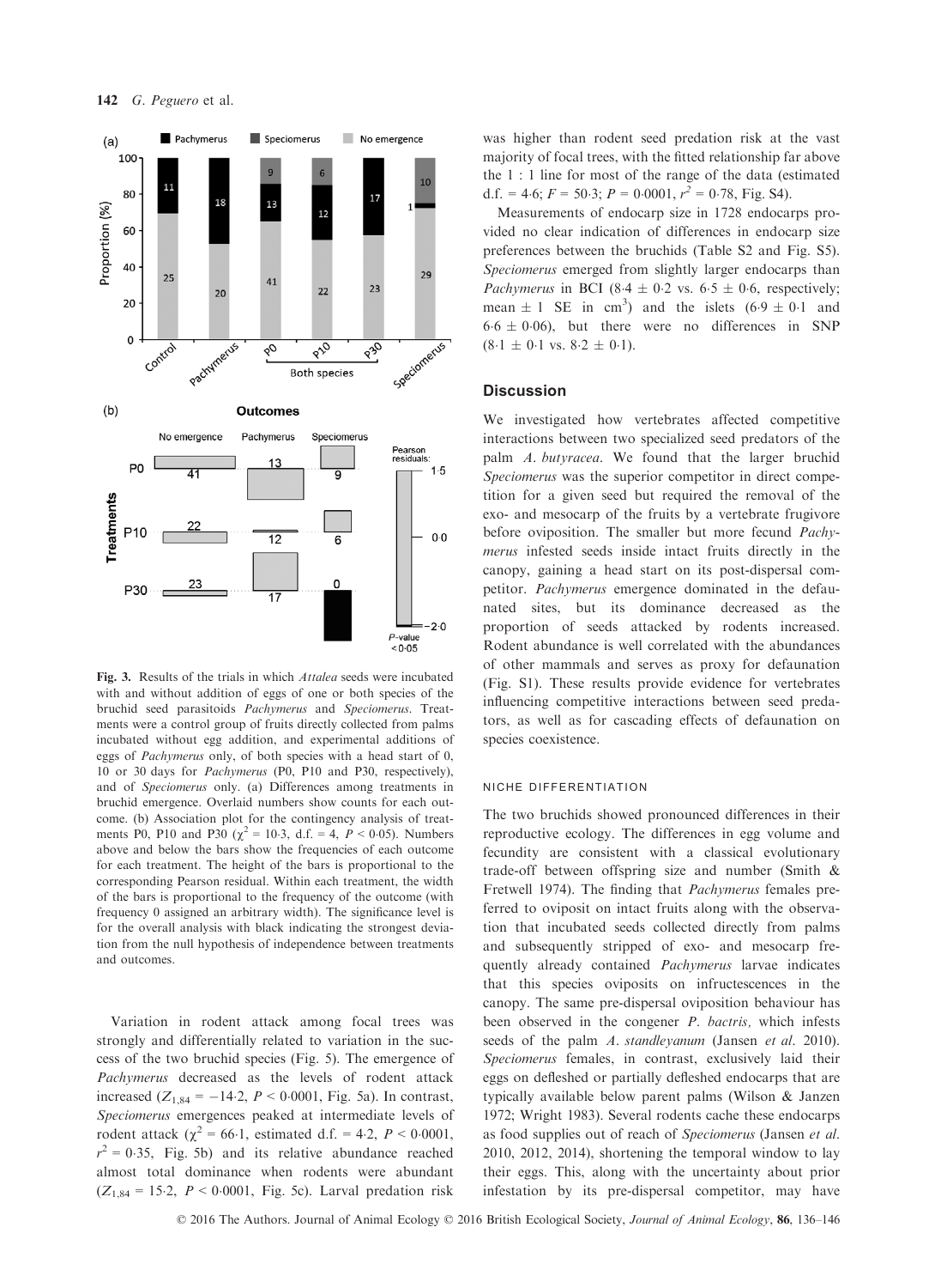Fig. 3. Results of the trials in which *Attalea* seeds were incubated with and without addition of eggs of one or both species of the bruchid seed parasitoids *Pachymerus* and *Speciomerus*. Treatments were a control group of fruits directly collected from palms incubated without egg addition, and experimental additions of eggs of *Pachymerus* only, of both species with a head start of 0, 10 or 30 days for *Pachymerus* (P0, P10 and P30, respectively), and of *Speciomerus* only. (a) Differences among treatments in bruchid emergence. Overlaid numbers show counts for each outcome. (b) Association plot for the contingency analysis of treatments P0, P10 and P30 ($\chi^2 = 10{\cdot}3$, d.f. = 4, $P < 0{\cdot}05$). Numbers above and below the bars show the frequencies of each outcome for each treatment. The height of the bars is proportional to the corresponding Pearson residual. Within each treatment, the width of the bars is proportional to the frequency of the outcome (with frequency 0 assigned an arbitrary width). The significance level is for the overall analysis with black indicating the strongest deviation from the null hypothesis of independence between treatments and outcomes.

Variation in rodent attack among focal trees was strongly and differentially related to variation in the success of the two bruchid species (Fig. 5). The emergence of *Pachymerus* decreased as the levels of rodent attack increased ($Z_{1,84} = -14{\cdot}2$, $P < 0{\cdot}0001$, Fig. 5a). In contrast, *Speciomerus* emergences peaked at intermediate levels of rodent attack ($\chi^2 = 66{\cdot}1$, estimated d.f. = 4·2, $P < 0{\cdot}0001$, $r^2 = 0{\cdot}35$, Fig. 5b) and its relative abundance reached almost total dominance when rodents were abundant ($Z_{1,84} = 15{\cdot}2$, $P < 0{\cdot}0001$, Fig. 5c). Larval predation risk was higher than rodent seed predation risk at the vast majority of focal trees, with the fitted relationship far above the 1 : 1 line for most of the range of the data (estimated d.f. = 4·6; $F = 50{\cdot}3$; $P = 0{\cdot}0001$, $r^2 = 0{\cdot}78$, Fig. S4).

Measurements of endocarp size in 1728 endocarps provided no clear indication of differences in endocarp size preferences between the bruchids (Table S2 and Fig. S5). *Speciomerus* emerged from slightly larger endocarps than *Pachymerus* in BCI ($8{\cdot}4 \pm 0{\cdot}2$ vs. $6{\cdot}5 \pm 0{\cdot}6$, respectively; mean $\pm$ 1 SE in $cm^3$) and the islets ($6{\cdot}9 \pm 0{\cdot}1$ and $6{\cdot}6 \pm 0{\cdot}06$), but there were no differences in SNP ($8{\cdot}1 \pm 0{\cdot}1$ vs. $8{\cdot}2 \pm 0{\cdot}1$).

## Discussion

We investigated how vertebrates affected competitive interactions between two specialized seed predators of the palm *A. butyracea*. We found that the larger bruchid *Speciomerus* was the superior competitor in direct competition for a given seed but required the removal of the exo- and mesocarp of the fruits by a vertebrate frugivore before oviposition. The smaller but more fecund *Pachymerus* infested seeds inside intact fruits directly in the canopy, gaining a head start on its post-dispersal competitor. *Pachymerus* emergence dominated in the defaunated sites, but its dominance decreased as the proportion of seeds attacked by rodents increased. Rodent abundance is well correlated with the abundances of other mammals and serves as proxy for defaunation (Fig. S1). These results provide evidence for vertebrates influencing competitive interactions between seed predators, as well as for cascading effects of defaunation on species coexistence.

### NICHE DIFFERENTIATION

The two bruchids showed pronounced differences in their reproductive ecology. The differences in egg volume and fecundity are consistent with a classical evolutionary trade-off between offspring size and number (Smith & Fretwell 1974). The finding that *Pachymerus* females preferred to oviposit on intact fruits along with the observation that incubated seeds collected directly from palms and subsequently stripped of exo- and mesocarp frequently already contained *Pachymerus* larvae indicates that this species oviposits on infructescences in the canopy. The same pre-dispersal oviposition behaviour has been observed in the congener *P. bactris*, which infests seeds of the palm *A. standleyanum* (Jansen *et al.* 2010). *Speciomerus* females, in contrast, exclusively laid their eggs on defleshed or partially defleshed endocarps that are typically available below parent palms (Wilson & Janzen 1972; Wright 1983). Several rodents cache these endocarps as food supplies out of reach of *Speciomerus* (Jansen *et al.* 2010, 2012, 2014), shortening the temporal window to lay their eggs. This, along with the uncertainty about prior infestation by its pre-dispersal competitor, may have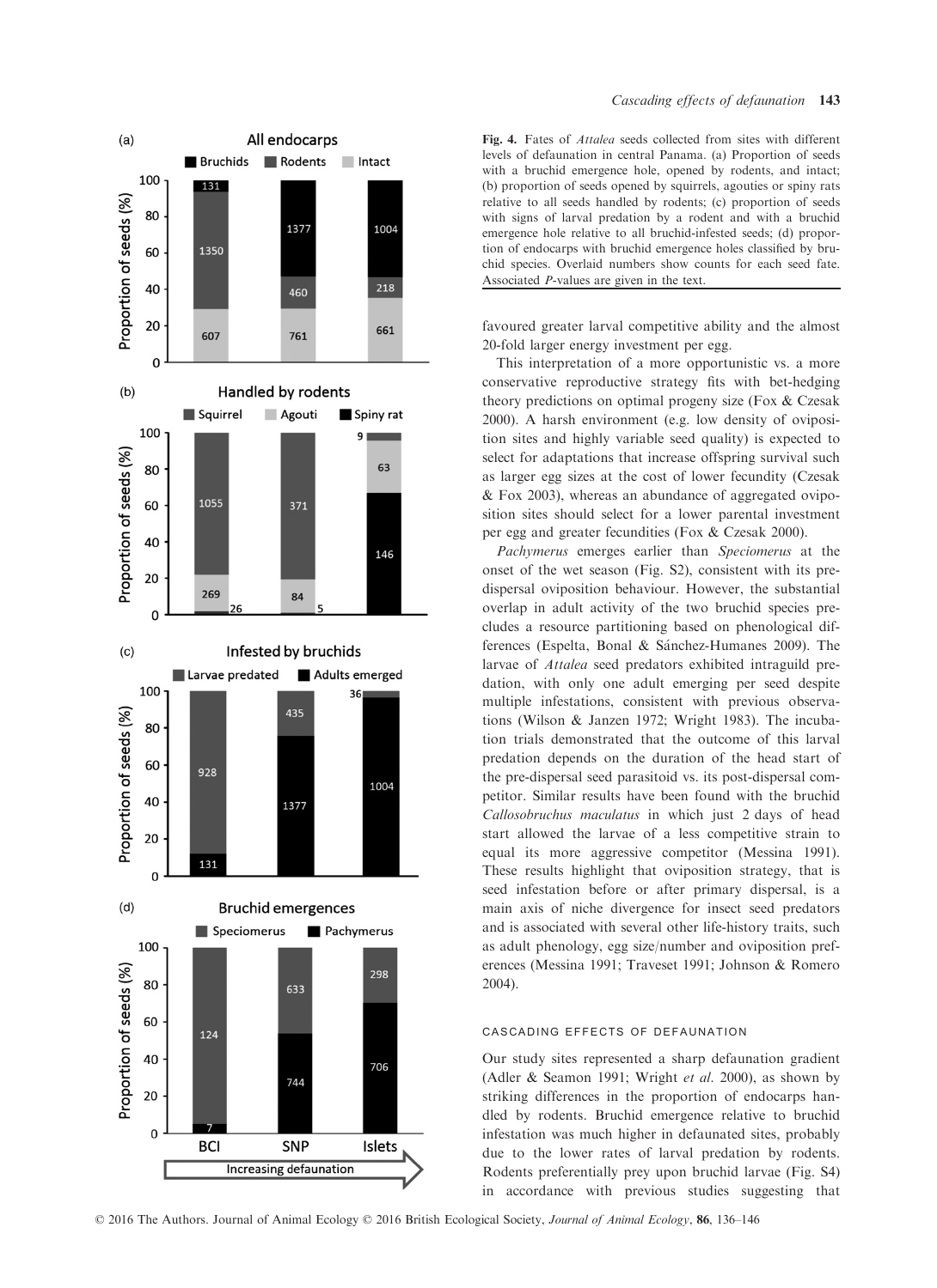Fig. 4. Fates of *Attalea* seeds collected from sites with different levels of defaunation in central Panama. (a) Proportion of seeds with a bruchid emergence hole, opened by rodents, and intact; (b) proportion of seeds opened by squirrels, agoutis or spiny rats relative to all seeds handled by rodents; (c) proportion of seeds with signs of larval predation by a rodent and with a bruchid emergence hole relative to all bruchid-infested seeds; (d) proportion of endocarps with bruchid emergence holes classified by bruchid species. Overlaid numbers show counts for each seed fate. Associated *P*-values are given in the text.

favoured greater larval competitive ability and the almost 20-fold larger energy investment per egg.

This interpretation of a more opportunistic vs. a more conservative reproductive strategy fits with bet-hedging theory predictions on optimal progeny size (Fox & Czesak 2000). A harsh environment (e.g. low density of oviposition sites and highly variable seed quality) is expected to select for adaptations that increase offspring survival such as larger egg sizes at the cost of lower fecundity (Czesak & Fox 2003), whereas an abundance of aggregated oviposition sites should select for a lower parental investment per egg and greater fecundities (Fox & Czesak 2000).

*Pachymerus* emerges earlier than *Speciomerus* at the onset of the wet season (Fig. S2), consistent with its pre-dispersal oviposition behaviour. However, the substantial overlap in adult activity of the two bruchid species precludes a resource partitioning based on phenological differences (Espelta, Bonal & Sánchez-Humanes 2009). The larvae of *Attalea* seed predators exhibited intraguild predation, with only one adult emerging per seed despite multiple infestations, consistent with previous observations (Wilson & Janzen 1972; Wright 1983). The incubation trials demonstrated that the outcome of this larval predation depends on the duration of the head start of the pre-dispersal seed parasitoid vs. its post-dispersal competitor. Similar results have been found with the bruchid *Callosobruchus maculatus* in which just 2 days of head start allowed the larvae of a less competitive strain to equal its more aggressive competitor (Messina 1991). These results highlight that oviposition strategy, that is seed infestation before or after primary dispersal, is a main axis of niche divergence for insect seed predators and is associated with several other life-history traits, such as adult phenology, egg size/number and oviposition preferences (Messina 1991; Traveset 1991; Johnson & Romero 2004).

### CASCADING EFFECTS OF DEFAUNATION

Our study sites represented a sharp defaunation gradient (Adler & Seamon 1991; Wright *et al.* 2000), as shown by striking differences in the proportion of endocarps handled by rodents. Bruchid emergence relative to bruchid infestation was much higher in defaunated sites, probably due to the lower rates of larval predation by rodents. Rodents preferentially prey upon bruchid larvae (Fig. S4) in accordance with previous studies suggesting that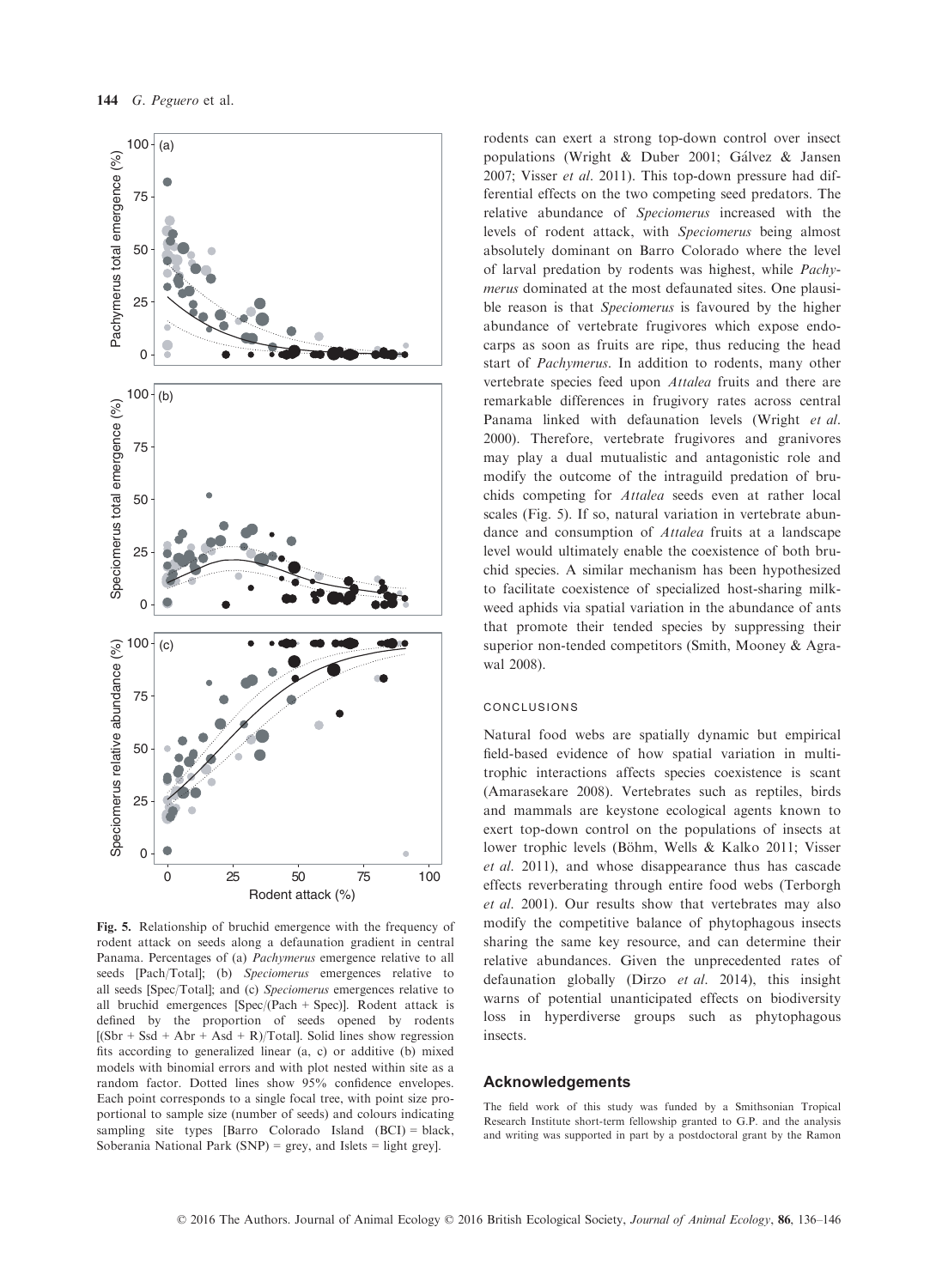Fig. 5. Relationship of bruchid emergence with the frequency of rodent attack on seeds along a defaunation gradient in central Panama. Percentages of (a) *Pachymerus* emergence relative to all seeds [Pach/Total]; (b) *Speciomerus* emergences relative to all seeds [Spec/Total]; and (c) *Speciomerus* emergences relative to all bruchid emergences [Spec/(Pach + Spec)]. Rodent attack is defined by the proportion of seeds opened by rodents [(Sbr + Ssd + Abr + Asd + R)/Total]. Solid lines show regression fits according to generalized linear (a, c) or additive (b) mixed models with binomial errors and with plot nested within site as a random factor. Dotted lines show 95% confidence envelopes. Each point corresponds to a single focal tree, with point size proportional to sample size (number of seeds) and colours indicating sampling site types [Barro Colorado Island (BCI) = black, Soberania National Park (SNP) = grey, and Islets = light grey].

rodents can exert a strong top-down control over insect populations (Wright & Duber 2001; Gálvez & Jansen 2007; Visser *et al*. 2011). This top-down pressure had differential effects on the two competing seed predators. The relative abundance of *Speciomerus* increased with the levels of rodent attack, with *Speciomerus* being almost absolutely dominant on Barro Colorado where the level of larval predation by rodents was highest, while *Pachymerus* dominated at the most defaunated sites. One plausible reason is that *Speciomerus* is favoured by the higher abundance of vertebrate frugivores which expose endocarps as soon as fruits are ripe, thus reducing the head start of *Pachymerus*. In addition to rodents, many other vertebrate species feed upon *Attalea* fruits and there are remarkable differences in frugivory rates across central Panama linked with defaunation levels (Wright *et al*. 2000). Therefore, vertebrate frugivores and granivores may play a dual mutualistic and antagonistic role and modify the outcome of the intraguild predation of bruchids competing for *Attalea* seeds even at rather local scales (Fig. 5). If so, natural variation in vertebrate abundance and consumption of *Attalea* fruits at a landscape level would ultimately enable the coexistence of both bruchid species. A similar mechanism has been hypothesized to facilitate coexistence of specialized host-sharing milkweed aphids via spatial variation in the abundance of ants that promote their tended species by suppressing their superior non-tended competitors (Smith, Mooney & Agrawal 2008).

## CONCLUSIONS

Natural food webs are spatially dynamic but empirical field-based evidence of how spatial variation in multi-trophic interactions affects species coexistence is scant (Amarasekare 2008). Vertebrates such as reptiles, birds and mammals are keystone ecological agents known to exert top-down control on the populations of insects at lower trophic levels (Böhm, Wells & Kalko 2011; Visser *et al*. 2011), and whose disappearance thus has cascade effects reverberating through entire food webs (Terborgh *et al*. 2001). Our results show that vertebrates may also modify the competitive balance of phytophagous insects sharing the same key resource, and can determine their relative abundances. Given the unprecedented rates of defaunation globally (Dirzo *et al*. 2014), this insight warns of potential unanticipated effects on biodiversity loss in hyperdiverse groups such as phytophagous insects.

## Acknowledgements

The field work of this study was funded by a Smithsonian Tropical Research Institute short-term fellowship granted to G.P. and the analysis and writing was supported in part by a postdoctoral grant by the Ramon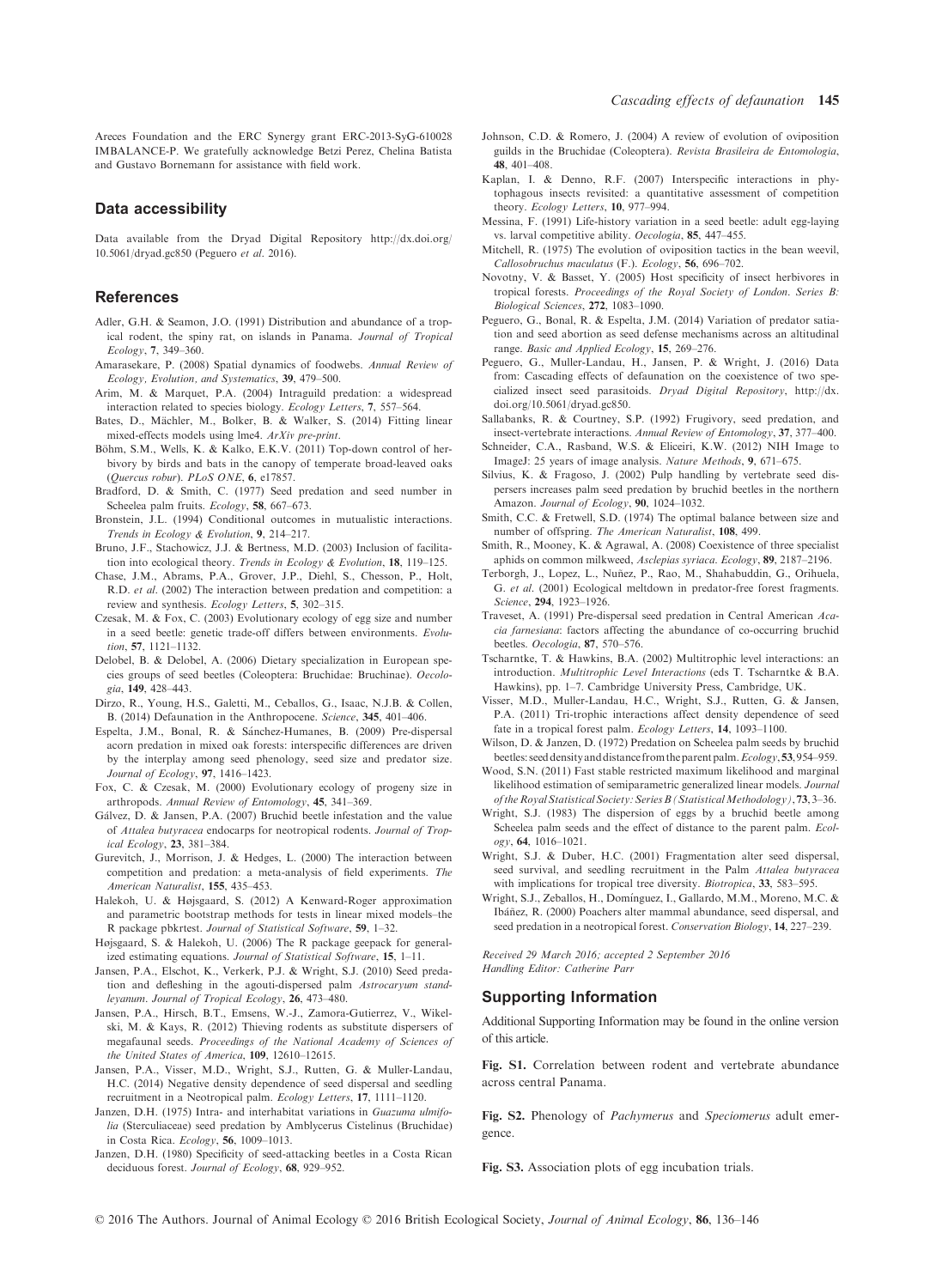Areces Foundation and the ERC Synergy grant ERC-2013-SyG-610028 IMBALANCE-P. We gratefully acknowledge Betzi Perez, Chelina Batista and Gustavo Bornemann for assistance with field work.

## Data accessibility

Data available from the Dryad Digital Repository http://dx.doi.org/10.5061/dryad.gc850 (Peguero *et al.* 2016).

## References

Adler, G.H. & Seamon, J.O. (1991) Distribution and abundance of a tropical rodent, the spiny rat, on islands in Panama. *Journal of Tropical Ecology*, **7**, 349–360.

Amarasekare, P. (2008) Spatial dynamics of foodwebs. *Annual Review of Ecology, Evolution, and Systematics*, **39**, 479–500.

Arim, M. & Marquet, P.A. (2004) Intraguild predation: a widespread interaction related to species biology. *Ecology Letters*, **7**, 557–564.

Bates, D., Mächler, M., Bolker, B. & Walker, S. (2014) Fitting linear mixed-effects models using lme4. *ArXiv pre-print*.

Böhm, S.M., Wells, K. & Kalko, E.K.V. (2011) Top-down control of herbivory by birds and bats in the canopy of temperate broad-leaved oaks (*Quercus robur*). *PLoS ONE*, **6**, e17857.

Bradford, D. & Smith, C. (1977) Seed predation and seed number in Scheelea palm fruits. *Ecology*, **58**, 667–673.

Bronstein, J.L. (1994) Conditional outcomes in mutualistic interactions. *Trends in Ecology & Evolution*, **9**, 214–217.

Bruno, J.F., Stachowicz, J.J. & Bertness, M.D. (2003) Inclusion of facilitation into ecological theory. *Trends in Ecology & Evolution*, **18**, 119–125.

Chase, J.M., Abrams, P.A., Grover, J.P., Diehl, S., Chesson, P., Holt, R.D. *et al.* (2002) The interaction between predation and competition: a review and synthesis. *Ecology Letters*, **5**, 302–315.

Czesak, M. & Fox, C. (2003) Evolutionary ecology of egg size and number in a seed beetle: genetic trade-off differs between environments. *Evolution*, **57**, 1121–1132.

Delobel, B. & Delobel, A. (2006) Dietary specialization in European species groups of seed beetles (Coleoptera: Bruchidae: Bruchinae). *Oecologia*, **149**, 428–443.

Dirzo, R., Young, H.S., Galetti, M., Ceballos, G., Isaac, N.J.B. & Collen, B. (2014) Defaunation in the Anthropocene. *Science*, **345**, 401–406.

Espelta, J.M., Bonal, R. & Sánchez-Humanes, B. (2009) Pre-dispersal acorn predation in mixed oak forests: interspecific differences are driven by the interplay among seed phenology, seed size and predator size. *Journal of Ecology*, **97**, 1416–1423.

Fox, C. & Czesak, M. (2000) Evolutionary ecology of progeny size in arthropods. *Annual Review of Entomology*, **45**, 341–369.

Gálvez, D. & Jansen, P.A. (2007) Bruchid beetle infestation and the value of *Attalea butyracea* endocarps for neotropical rodents. *Journal of Tropical Ecology*, **23**, 381–384.

Gurevitch, J., Morrison, J. & Hedges, L. (2000) The interaction between competition and predation: a meta-analysis of field experiments. *The American Naturalist*, **155**, 435–453.

Halekoh, U. & Højsgaard, S. (2012) A Kenward-Roger approximation and parametric bootstrap methods for tests in linear mixed models–the R package pbkrtest. *Journal of Statistical Software*, **59**, 1–32.

Højsgaard, S. & Halekoh, U. (2006) The R package geepack for generalized estimating equations. *Journal of Statistical Software*, **15**, 1–11.

Jansen, P.A., Elschot, K., Verkerk, P.J. & Wright, S.J. (2010) Seed predation and defleshing in the agouti-dispersed palm *Astrocaryum standleyanum*. *Journal of Tropical Ecology*, **26**, 473–480.

Jansen, P.A., Hirsch, B.T., Emsens, W.-J., Zamora-Gutierrez, V., Wikelski, M. & Kays, R. (2012) Thieving rodents as substitute dispersers of megafaunal seeds. *Proceedings of the National Academy of Sciences of the United States of America*, **109**, 12610–12615.

Jansen, P.A., Visser, M.D., Wright, S.J., Rutten, G. & Muller-Landau, H.C. (2014) Negative density dependence of seed dispersal and seedling recruitment in a Neotropical palm. *Ecology Letters*, **17**, 1111–1120.

Janzen, D.H. (1975) Intra- and interhabitat variations in *Guazuma ulmifolia* (Sterculiaceae) seed predation by Amblycerus Cistelinus (Bruchidae) in Costa Rica. *Ecology*, **56**, 1009–1013.

Janzen, D.H. (1980) Specificity of seed-attacking beetles in a Costa Rican deciduous forest. *Journal of Ecology*, **68**, 929–952.

Johnson, C.D. & Romero, J. (2004) A review of evolution of oviposition guilds in the Bruchidae (Coleoptera). *Revista Brasileira de Entomologia*, **48**, 401–408.

Kaplan, I. & Denno, R.F. (2007) Interspecific interactions in phytophagous insects revisited: a quantitative assessment of competition theory. *Ecology Letters*, **10**, 977–994.

Messina, F. (1991) Life-history variation in a seed beetle: adult egg-laying vs. larval competitive ability. *Oecologia*, **85**, 447–455.

Mitchell, R. (1975) The evolution of oviposition tactics in the bean weevil, *Callosobruchus maculatus* (F.). *Ecology*, **56**, 696–702.

Novotny, V. & Basset, Y. (2005) Host specificity of insect herbivores in tropical forests. *Proceedings of the Royal Society of London. Series B: Biological Sciences*, **272**, 1083–1090.

Peguero, G., Bonal, R. & Espelta, J.M. (2014) Variation of predator satiation and seed abortion as seed defense mechanisms across an altitudinal range. *Basic and Applied Ecology*, **15**, 269–276.

Peguero, G., Muller-Landau, H., Jansen, P. & Wright, J. (2016) Data from: Cascading effects of defaunation on the coexistence of two specialized insect seed parasitoids. *Dryad Digital Repository*, http://dx.doi.org/10.5061/dryad.gc850.

Sallabanks, R. & Courtney, S.P. (1992) Frugivory, seed predation, and insect-vertebrate interactions. *Annual Review of Entomology*, **37**, 377–400.

Schneider, C.A., Rasband, W.S. & Eliceiri, K.W. (2012) NIH Image to ImageJ: 25 years of image analysis. *Nature Methods*, **9**, 671–675.

Silvius, K. & Fragoso, J. (2002) Pulp handling by vertebrate seed dispersers increases palm seed predation by bruchid beetles in the northern Amazon. *Journal of Ecology*, **90**, 1024–1032.

Smith, C.C. & Fretwell, S.D. (1974) The optimal balance between size and number of offspring. *The American Naturalist*, **108**, 499.

Smith, R., Mooney, K. & Agrawal, A. (2008) Coexistence of three specialist aphids on common milkweed, *Asclepias syriaca*. *Ecology*, **89**, 2187–2196.

Terborgh, J., Lopez, L., Nuñez, P., Rao, M., Shahabuddin, G., Orihuela, G. *et al.* (2001) Ecological meltdown in predator-free forest fragments. *Science*, **294**, 1923–1926.

Traveset, A. (1991) Pre-dispersal seed predation in Central American *Acacia farnesiana*: factors affecting the abundance of co-occurring bruchid beetles. *Oecologia*, **87**, 570–576.

Tscharntke, T. & Hawkins, B.A. (2002) Multitrophic level interactions: an introduction. *Multitrophic Level Interactions* (eds T. Tscharntke & B.A. Hawkins), pp. 1–7. Cambridge University Press, Cambridge, UK.

Visser, M.D., Muller-Landau, H.C., Wright, S.J., Rutten, G. & Jansen, P.A. (2011) Tri-trophic interactions affect density dependence of seed fate in a tropical forest palm. *Ecology Letters*, **14**, 1093–1100.

Wilson, D. & Janzen, D. (1972) Predation on Scheelea palm seeds by bruchid beetles: seed density and distance from the parent palm. *Ecology*, **53**, 954–959.

Wood, S.N. (2011) Fast stable restricted maximum likelihood and marginal likelihood estimation of semiparametric generalized linear models. *Journal of the Royal Statistical Society: Series B (Statistical Methodology)*, **73**, 3–36.

Wright, S.J. (1983) The dispersion of eggs by a bruchid beetle among Scheelea palm seeds and the effect of distance to the parent palm. *Ecology*, **64**, 1016–1021.

Wright, S.J. & Duber, H.C. (2001) Fragmentation alter seed dispersal, seed survival, and seedling recruitment in the Palm *Attalea butyracea* with implications for tropical tree diversity. *Biotropica*, **33**, 583–595.

Wright, S.J., Zeballos, H., Domínguez, I., Gallardo, M.M., Moreno, M.C. & Ibáñez, R. (2000) Poachers alter mammal abundance, seed dispersal, and seed predation in a neotropical forest. *Conservation Biology*, **14**, 227–239.

*Received 29 March 2016; accepted 2 September 2016*
*Handling Editor: Catherine Parr*

## Supporting Information

Additional Supporting Information may be found in the online version of this article.

**Fig. S1.** Correlation between rodent and vertebrate abundance across central Panama.

**Fig. S2.** Phenology of *Pachymerus* and *Speciomerus* adult emergence.

**Fig. S3.** Association plots of egg incubation trials.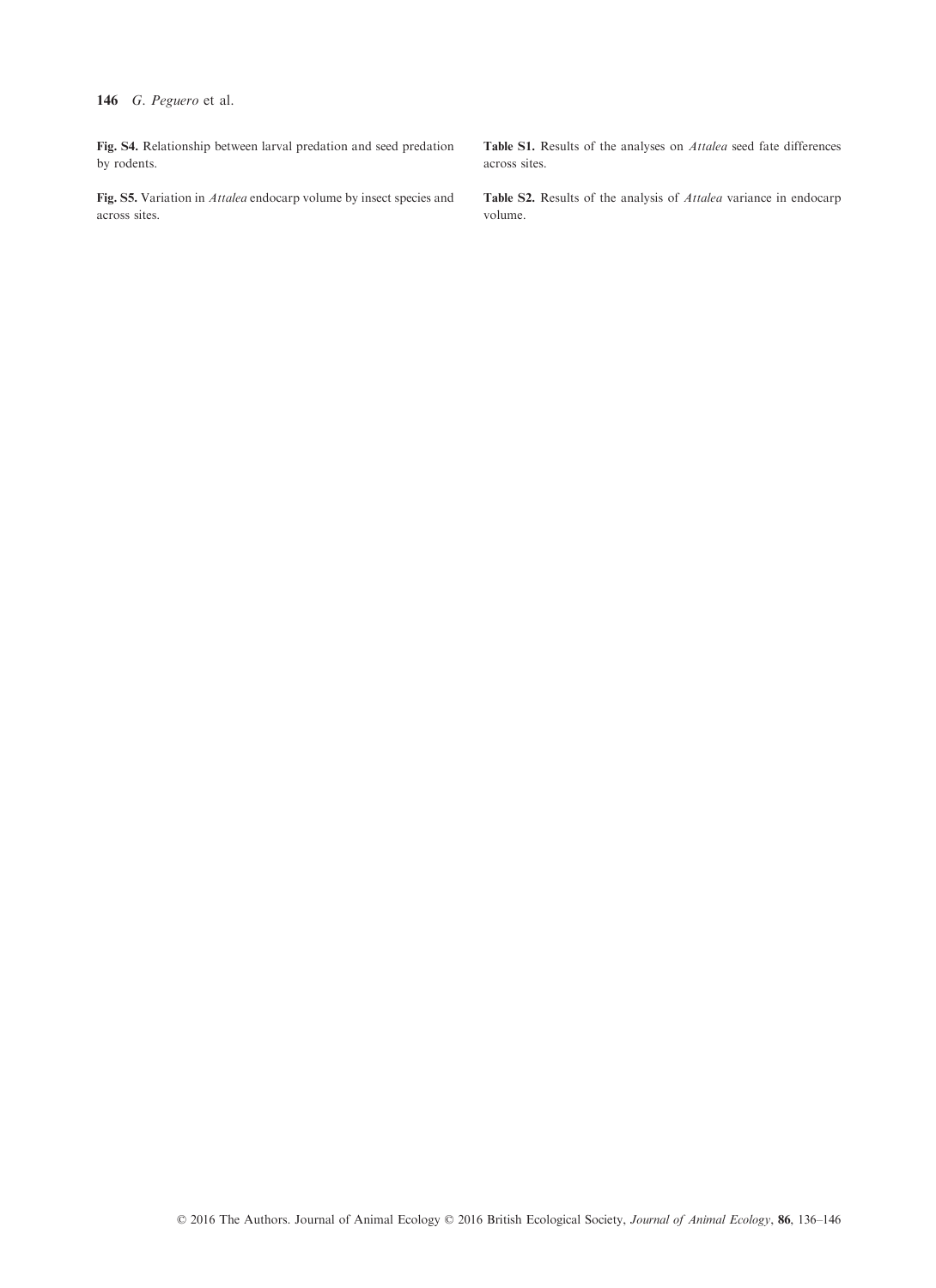**Fig. S4.** Relationship between larval predation and seed predation by rodents.

**Fig. S5.** Variation in *Attalea* endocarp volume by insect species and across sites.

**Table S1.** Results of the analyses on *Attalea* seed fate differences across sites.

**Table S2.** Results of the analysis of *Attalea* variance in endocarp volume.